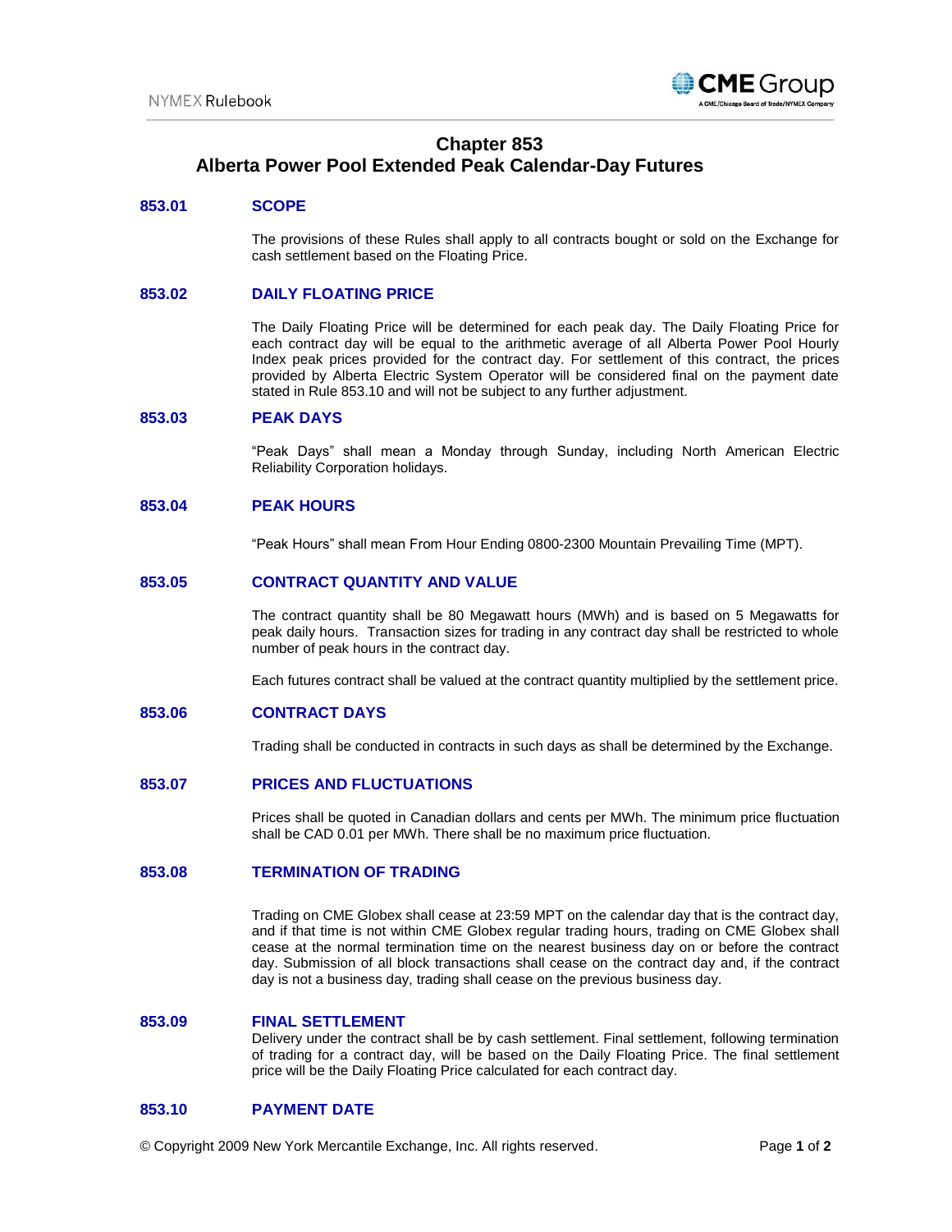# Chapter 853
# Alberta Power Pool Extended Peak Calendar-Day Futures

## 853.01 SCOPE

The provisions of these Rules shall apply to all contracts bought or sold on the Exchange for cash settlement based on the Floating Price.

## 853.02 DAILY FLOATING PRICE

The Daily Floating Price will be determined for each peak day. The Daily Floating Price for each contract day will be equal to the arithmetic average of all Alberta Power Pool Hourly Index peak prices provided for the contract day. For settlement of this contract, the prices provided by Alberta Electric System Operator will be considered final on the payment date stated in Rule 853.10 and will not be subject to any further adjustment.

## 853.03 PEAK DAYS

"Peak Days" shall mean a Monday through Sunday, including North American Electric Reliability Corporation holidays.

## 853.04 PEAK HOURS

"Peak Hours" shall mean From Hour Ending 0800-2300 Mountain Prevailing Time (MPT).

## 853.05 CONTRACT QUANTITY AND VALUE

The contract quantity shall be 80 Megawatt hours (MWh) and is based on 5 Megawatts for peak daily hours. Transaction sizes for trading in any contract day shall be restricted to whole number of peak hours in the contract day.

Each futures contract shall be valued at the contract quantity multiplied by the settlement price.

## 853.06 CONTRACT DAYS

Trading shall be conducted in contracts in such days as shall be determined by the Exchange.

## 853.07 PRICES AND FLUCTUATIONS

Prices shall be quoted in Canadian dollars and cents per MWh. The minimum price fluctuation shall be CAD 0.01 per MWh. There shall be no maximum price fluctuation.

## 853.08 TERMINATION OF TRADING

Trading on CME Globex shall cease at 23:59 MPT on the calendar day that is the contract day, and if that time is not within CME Globex regular trading hours, trading on CME Globex shall cease at the normal termination time on the nearest business day on or before the contract day. Submission of all block transactions shall cease on the contract day and, if the contract day is not a business day, trading shall cease on the previous business day.

## 853.09 FINAL SETTLEMENT

Delivery under the contract shall be by cash settlement. Final settlement, following termination of trading for a contract day, will be based on the Daily Floating Price. The final settlement price will be the Daily Floating Price calculated for each contract day.

## 853.10 PAYMENT DATE

© Copyright 2009 New York Mercantile Exchange, Inc. All rights reserved.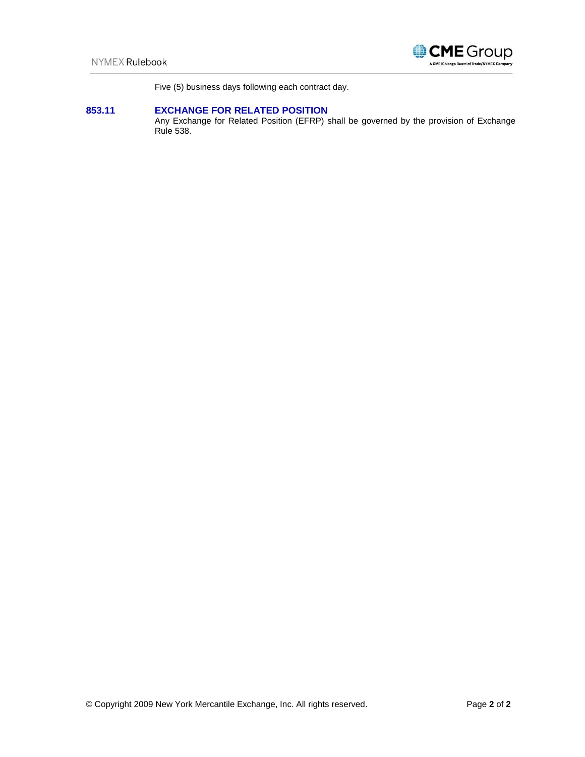Five (5) business days following each contract day.

### 853.11 EXCHANGE FOR RELATED POSITION

Any Exchange for Related Position (EFRP) shall be governed by the provision of Exchange Rule 538.